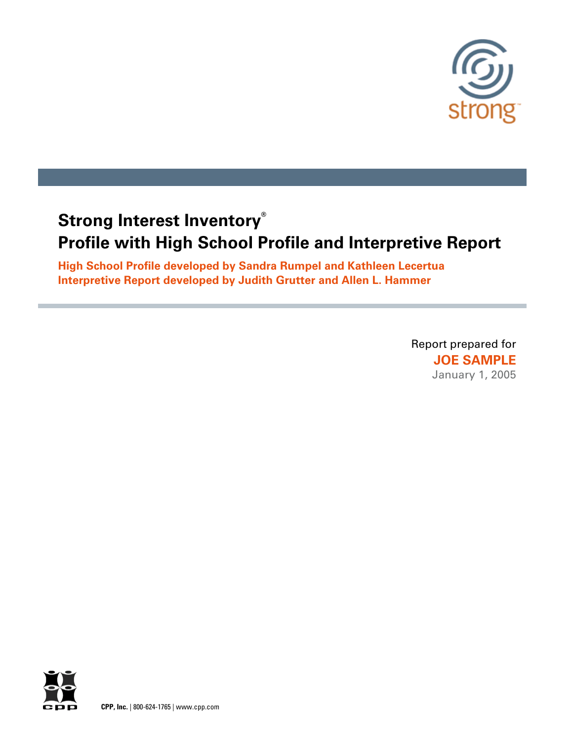strong

# Strong Interest Inventory®
# Profile with High School Profile and Interpretive Report

**High School Profile developed by Sandra Rumpel and Kathleen Lecertua**
**Interpretive Report developed by Judith Grutter and Allen L. Hammer**

Report prepared for
**JOE SAMPLE**
January 1, 2005

**CPP, Inc.** | 800-624-1765 | www.cpp.com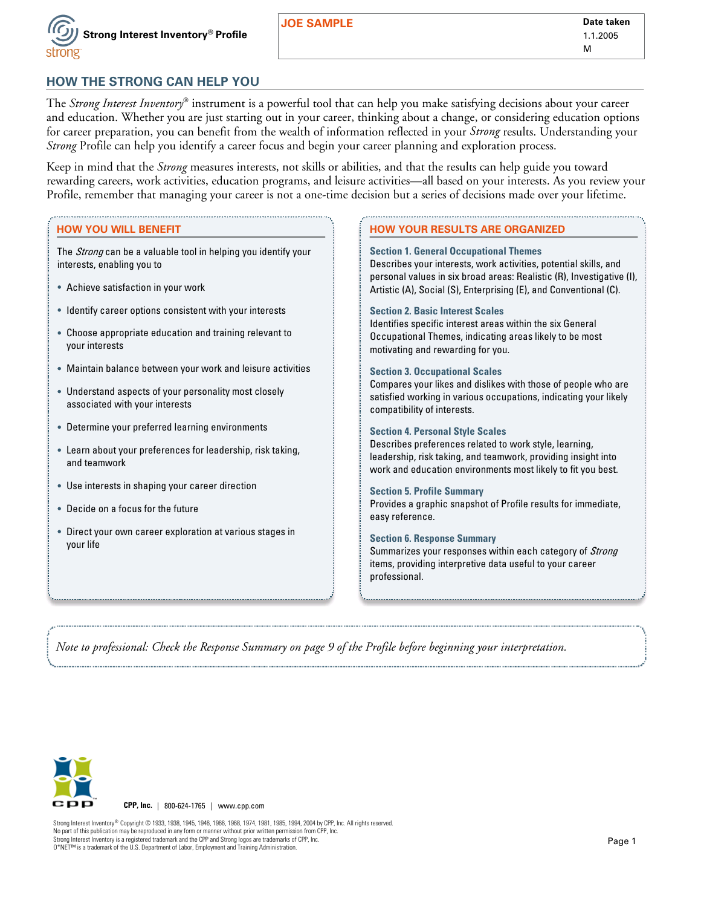Strong Interest Inventory® Profile

**JOE SAMPLE**

Date taken
1.1.2005
M

## HOW THE STRONG CAN HELP YOU

The *Strong Interest Inventory®* instrument is a powerful tool that can help you make satisfying decisions about your career and education. Whether you are just starting out in your career, thinking about a change, or considering education options for career preparation, you can benefit from the wealth of information reflected in your *Strong* results. Understanding your *Strong* Profile can help you identify a career focus and begin your career planning and exploration process.

Keep in mind that the *Strong* measures interests, not skills or abilities, and that the results can help guide you toward rewarding careers, work activities, education programs, and leisure activities—all based on your interests. As you review your Profile, remember that managing your career is not a one-time decision but a series of decisions made over your lifetime.

### HOW YOU WILL BENEFIT

The *Strong* can be a valuable tool in helping you identify your interests, enabling you to

- Achieve satisfaction in your work
- Identify career options consistent with your interests
- Choose appropriate education and training relevant to your interests
- Maintain balance between your work and leisure activities
- Understand aspects of your personality most closely associated with your interests
- Determine your preferred learning environments
- Learn about your preferences for leadership, risk taking, and teamwork
- Use interests in shaping your career direction
- Decide on a focus for the future
- Direct your own career exploration at various stages in your life

### HOW YOUR RESULTS ARE ORGANIZED

**Section 1. General Occupational Themes**
Describes your interests, work activities, potential skills, and personal values in six broad areas: Realistic (R), Investigative (I), Artistic (A), Social (S), Enterprising (E), and Conventional (C).

**Section 2. Basic Interest Scales**
Identifies specific interest areas within the six General Occupational Themes, indicating areas likely to be most motivating and rewarding for you.

**Section 3. Occupational Scales**
Compares your likes and dislikes with those of people who are satisfied working in various occupations, indicating your likely compatibility of interests.

**Section 4. Personal Style Scales**
Describes preferences related to work style, learning, leadership, risk taking, and teamwork, providing insight into work and education environments most likely to fit you best.

**Section 5. Profile Summary**
Provides a graphic snapshot of Profile results for immediate, easy reference.

**Section 6. Response Summary**
Summarizes your responses within each category of *Strong* items, providing interpretive data useful to your career professional.

*Note to professional: Check the Response Summary on page 9 of the Profile before beginning your interpretation.*

**CPP, Inc.** | 800-624-1765 | www.cpp.com

Strong Interest Inventory® Copyright © 1933, 1938, 1945, 1946, 1966, 1968, 1974, 1981, 1985, 1994, 2004 by CPP, Inc. All rights reserved.
No part of this publication may be reproduced in any form or manner without prior written permission from CPP, Inc.
Strong Interest Inventory is a registered trademark and the CPP and Strong logos are trademarks of CPP, Inc.
O*NET™ is a trademark of the U.S. Department of Labor, Employment and Training Administration.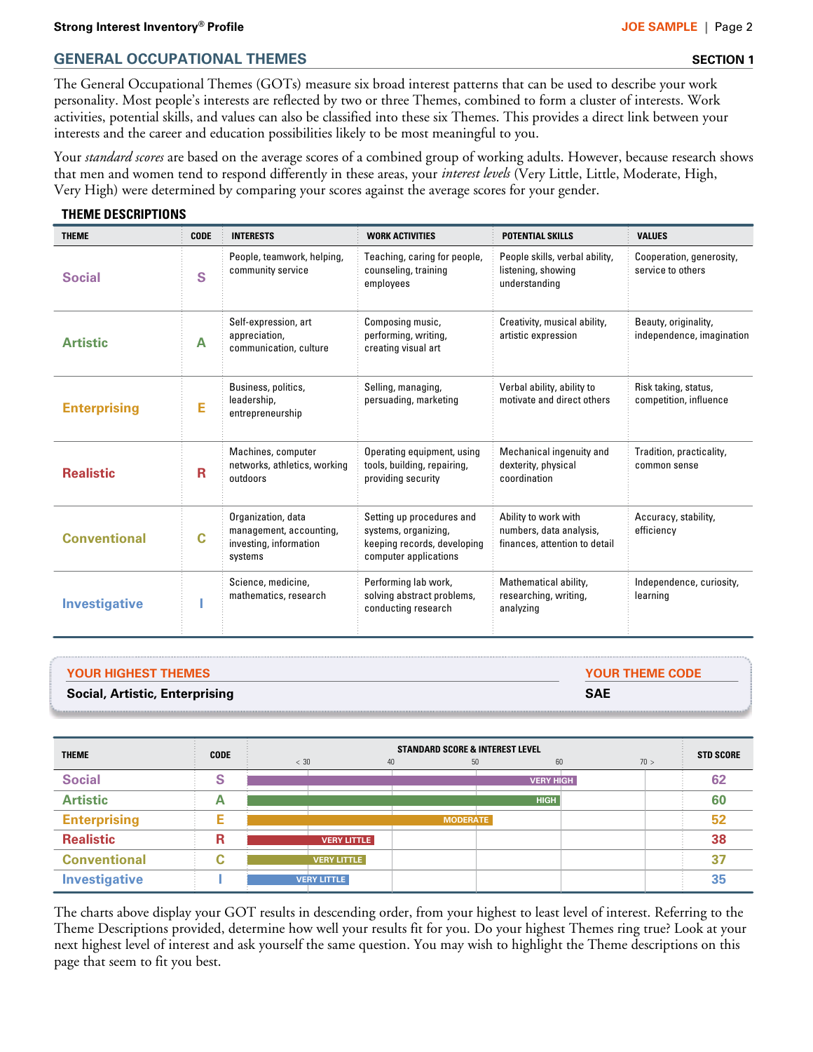## GENERAL OCCUPATIONAL THEMES

**SECTION 1**

The General Occupational Themes (GOTs) measure six broad interest patterns that can be used to describe your work personality. Most people's interests are reflected by two or three Themes, combined to form a cluster of interests. Work activities, potential skills, and values can also be classified into these six Themes. This provides a direct link between your interests and the career and education possibilities likely to be most meaningful to you.

Your *standard scores* are based on the average scores of a combined group of working adults. However, because research shows that men and women tend to respond differently in these areas, your *interest levels* (Very Little, Little, Moderate, High, Very High) were determined by comparing your scores against the average scores for your gender.

### THEME DESCRIPTIONS

| THEME | CODE | INTERESTS | WORK ACTIVITIES | POTENTIAL SKILLS | VALUES |
|---|---|---|---|---|---|
| Social | S | People, teamwork, helping, community service | Teaching, caring for people, counseling, training employees | People skills, verbal ability, listening, showing understanding | Cooperation, generosity, service to others |
| Artistic | A | Self-expression, art appreciation, communication, culture | Composing music, performing, writing, creating visual art | Creativity, musical ability, artistic expression | Beauty, originality, independence, imagination |
| Enterprising | E | Business, politics, leadership, entrepreneurship | Selling, managing, persuading, marketing | Verbal ability, ability to motivate and direct others | Risk taking, status, competition, influence |
| Realistic | R | Machines, computer networks, athletics, working outdoors | Operating equipment, using tools, building, repairing, providing security | Mechanical ingenuity and dexterity, physical coordination | Tradition, practicality, common sense |
| Conventional | C | Organization, data management, accounting, investing, information systems | Setting up procedures and systems, organizing, keeping records, developing computer applications | Ability to work with numbers, data analysis, finances, attention to detail | Accuracy, stability, efficiency |
| Investigative | I | Science, medicine, mathematics, research | Performing lab work, solving abstract problems, conducting research | Mathematical ability, researching, writing, analyzing | Independence, curiosity, learning |

**YOUR HIGHEST THEMES**
Social, Artistic, Enterprising

**YOUR THEME CODE**
SAE

| THEME | CODE | STANDARD SCORE & INTEREST LEVEL | STD SCORE |
|---|---|---|---|
| Social | S | VERY HIGH | 62 |
| Artistic | A | HIGH | 60 |
| Enterprising | E | MODERATE | 52 |
| Realistic | R | VERY LITTLE | 38 |
| Conventional | C | VERY LITTLE | 37 |
| Investigative | I | VERY LITTLE | 35 |

The charts above display your GOT results in descending order, from your highest to least level of interest. Referring to the Theme Descriptions provided, determine how well your results fit for you. Do your highest Themes ring true? Look at your next highest level of interest and ask yourself the same question. You may wish to highlight the Theme descriptions on this page that seem to fit you best.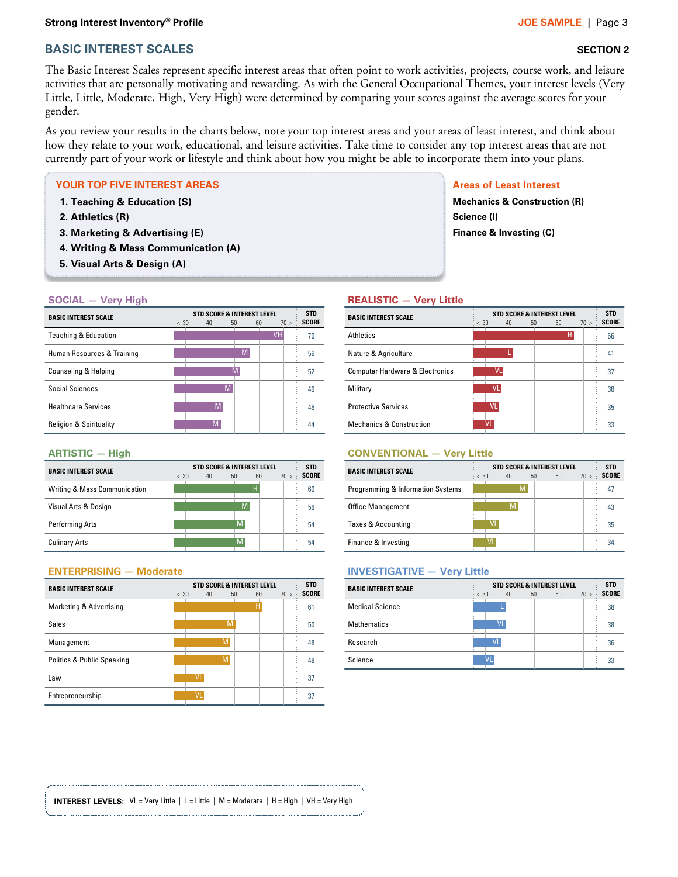## BASIC INTEREST SCALES

**SECTION 2**

The Basic Interest Scales represent specific interest areas that often point to work activities, projects, course work, and leisure activities that are personally motivating and rewarding. As with the General Occupational Themes, your interest levels (Very Little, Little, Moderate, High, Very High) were determined by comparing your scores against the average scores for your gender.

As you review your results in the charts below, note your top interest areas and your areas of least interest, and think about how they relate to your work, educational, and leisure activities. Take time to consider any top interest areas that are not currently part of your work or lifestyle and think about how you might be able to incorporate them into your plans.

### YOUR TOP FIVE INTEREST AREAS

1. **Teaching & Education (S)**
2. **Athletics (R)**
3. **Marketing & Advertising (E)**
4. **Writing & Mass Communication (A)**
5. **Visual Arts & Design (A)**

### Areas of Least Interest

**Mechanics & Construction (R)**
**Science (I)**
**Finance & Investing (C)**

### SOCIAL — Very High

| BASIC INTEREST SCALE | INTEREST LEVEL | STD SCORE |
|---|---|---|
| Teaching & Education | VH | 70 |
| Human Resources & Training | M | 56 |
| Counseling & Helping | M | 52 |
| Social Sciences | M | 49 |
| Healthcare Services | M | 45 |
| Religion & Spirituality | M | 44 |

### REALISTIC — Very Little

| BASIC INTEREST SCALE | INTEREST LEVEL | STD SCORE |
|---|---|---|
| Athletics | H | 66 |
| Nature & Agriculture | L | 41 |
| Computer Hardware & Electronics | VL | 37 |
| Military | VL | 36 |
| Protective Services | VL | 35 |
| Mechanics & Construction | VL | 33 |

### ARTISTIC — High

| BASIC INTEREST SCALE | INTEREST LEVEL | STD SCORE |
|---|---|---|
| Writing & Mass Communication | H | 60 |
| Visual Arts & Design | M | 56 |
| Performing Arts | M | 54 |
| Culinary Arts | M | 54 |

### CONVENTIONAL — Very Little

| BASIC INTEREST SCALE | INTEREST LEVEL | STD SCORE |
|---|---|---|
| Programming & Information Systems | M | 47 |
| Office Management | M | 43 |
| Taxes & Accounting | VL | 35 |
| Finance & Investing | VL | 34 |

### ENTERPRISING — Moderate

| BASIC INTEREST SCALE | INTEREST LEVEL | STD SCORE |
|---|---|---|
| Marketing & Advertising | H | 61 |
| Sales | M | 50 |
| Management | M | 48 |
| Politics & Public Speaking | M | 48 |
| Law | VL | 37 |
| Entrepreneurship | VL | 37 |

### INVESTIGATIVE — Very Little

| BASIC INTEREST SCALE | INTEREST LEVEL | STD SCORE |
|---|---|---|
| Medical Science | L | 38 |
| Mathematics | VL | 38 |
| Research | VL | 36 |
| Science | VL | 33 |

**INTEREST LEVELS:** VL = Very Little | L = Little | M = Moderate | H = High | VH = Very High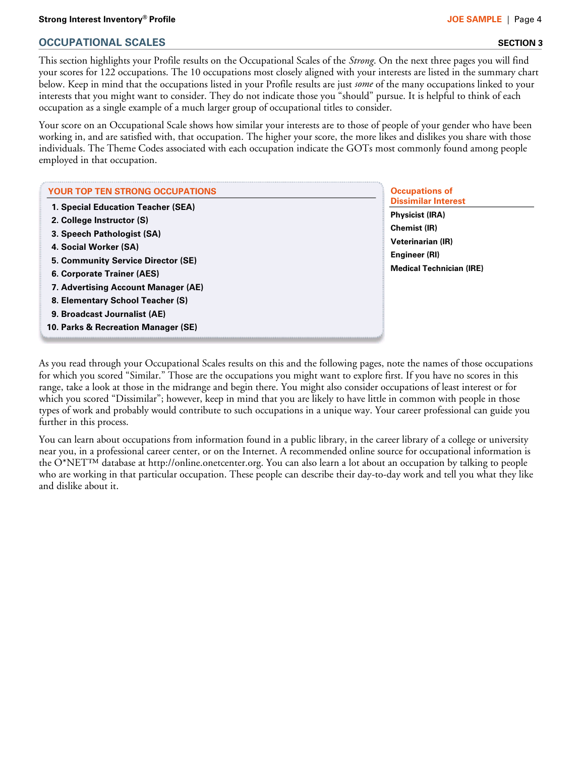## OCCUPATIONAL SCALES

**SECTION 3**

This section highlights your Profile results on the Occupational Scales of the *Strong*. On the next three pages you will find your scores for 122 occupations. The 10 occupations most closely aligned with your interests are listed in the summary chart below. Keep in mind that the occupations listed in your Profile results are just *some* of the many occupations linked to your interests that you might want to consider. They do not indicate those you "should" pursue. It is helpful to think of each occupation as a single example of a much larger group of occupational titles to consider.

Your score on an Occupational Scale shows how similar your interests are to those of people of your gender who have been working in, and are satisfied with, that occupation. The higher your score, the more likes and dislikes you share with those individuals. The Theme Codes associated with each occupation indicate the GOTs most commonly found among people employed in that occupation.

### YOUR TOP TEN STRONG OCCUPATIONS

1. **Special Education Teacher (SEA)**
2. **College Instructor (S)**
3. **Speech Pathologist (SA)**
4. **Social Worker (SA)**
5. **Community Service Director (SE)**
6. **Corporate Trainer (AES)**
7. **Advertising Account Manager (AE)**
8. **Elementary School Teacher (S)**
9. **Broadcast Journalist (AE)**
10. **Parks & Recreation Manager (SE)**

### Occupations of Dissimilar Interest

**Physicist (IRA)**
**Chemist (IR)**
**Veterinarian (IR)**
**Engineer (RI)**
**Medical Technician (IRE)**

As you read through your Occupational Scales results on this and the following pages, note the names of those occupations for which you scored "Similar." Those are the occupations you might want to explore first. If you have no scores in this range, take a look at those in the midrange and begin there. You might also consider occupations of least interest or for which you scored "Dissimilar"; however, keep in mind that you are likely to have little in common with people in those types of work and probably would contribute to such occupations in a unique way. Your career professional can guide you further in this process.

You can learn about occupations from information found in a public library, in the career library of a college or university near you, in a professional career center, or on the Internet. A recommended online source for occupational information is the O*NET™ database at http://online.onetcenter.org. You can also learn a lot about an occupation by talking to people who are working in that particular occupation. These people can describe their day-to-day work and tell you what they like and dislike about it.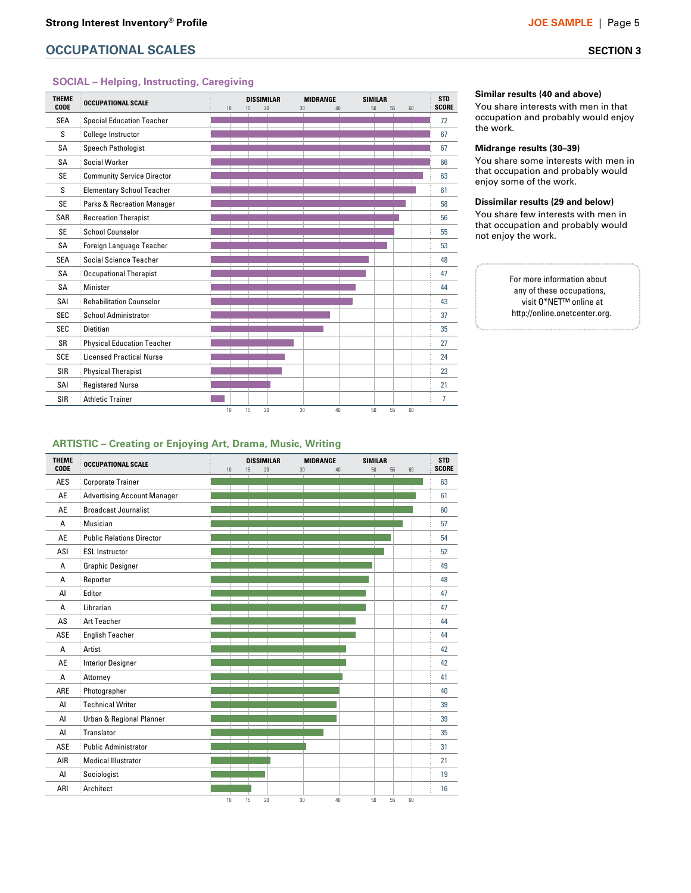## OCCUPATIONAL SCALES

**SECTION 3**

### SOCIAL – Helping, Instructing, Caregiving

| THEME CODE | OCCUPATIONAL SCALE | STD SCORE |
|---|---|---|
| SEA | Special Education Teacher | 72 |
| S | College Instructor | 67 |
| SA | Speech Pathologist | 67 |
| SA | Social Worker | 66 |
| SE | Community Service Director | 63 |
| S | Elementary School Teacher | 61 |
| SE | Parks & Recreation Manager | 58 |
| SAR | Recreation Therapist | 56 |
| SE | School Counselor | 55 |
| SA | Foreign Language Teacher | 53 |
| SEA | Social Science Teacher | 48 |
| SA | Occupational Therapist | 47 |
| SA | Minister | 44 |
| SAI | Rehabilitation Counselor | 43 |
| SEC | School Administrator | 37 |
| SEC | Dietitian | 35 |
| SR | Physical Education Teacher | 27 |
| SCE | Licensed Practical Nurse | 24 |
| SIR | Physical Therapist | 23 |
| SAI | Registered Nurse | 21 |
| SIR | Athletic Trainer | 7 |

**Similar results (40 and above)**
You share interests with men in that occupation and probably would enjoy the work.

**Midrange results (30–39)**
You share some interests with men in that occupation and probably would enjoy some of the work.

**Dissimilar results (29 and below)**
You share few interests with men in that occupation and probably would not enjoy the work.

For more information about any of these occupations, visit O*NET™ online at http://online.onetcenter.org.

### ARTISTIC – Creating or Enjoying Art, Drama, Music, Writing

| THEME CODE | OCCUPATIONAL SCALE | STD SCORE |
|---|---|---|
| AES | Corporate Trainer | 63 |
| AE | Advertising Account Manager | 61 |
| AE | Broadcast Journalist | 60 |
| A | Musician | 57 |
| AE | Public Relations Director | 54 |
| ASI | ESL Instructor | 52 |
| A | Graphic Designer | 49 |
| A | Reporter | 48 |
| AI | Editor | 47 |
| A | Librarian | 47 |
| AS | Art Teacher | 44 |
| ASE | English Teacher | 44 |
| A | Artist | 42 |
| AE | Interior Designer | 42 |
| A | Attorney | 41 |
| ARE | Photographer | 40 |
| AI | Technical Writer | 39 |
| AI | Urban & Regional Planner | 39 |
| AI | Translator | 35 |
| ASE | Public Administrator | 31 |
| AIR | Medical Illustrator | 21 |
| AI | Sociologist | 19 |
| ARI | Architect | 16 |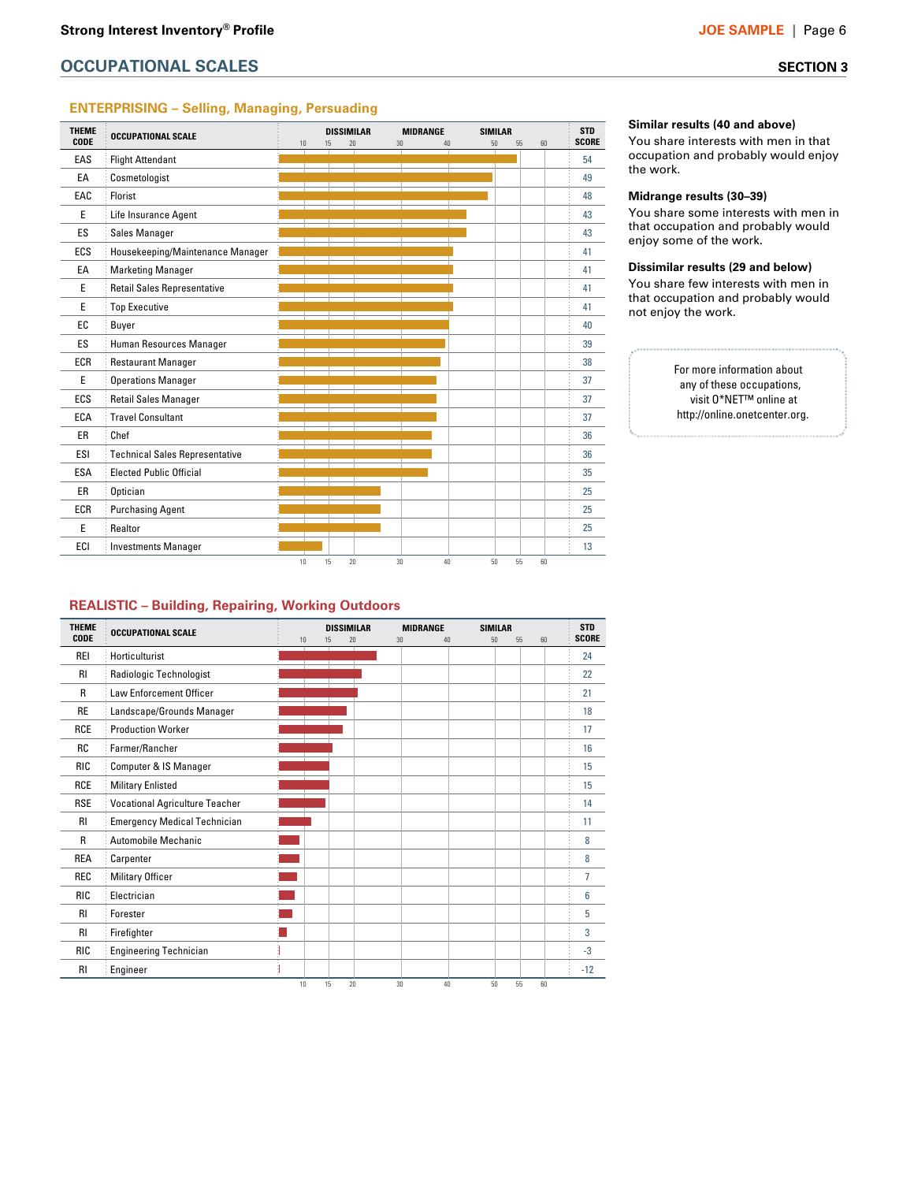## OCCUPATIONAL SCALES

**SECTION 3**

### ENTERPRISING – Selling, Managing, Persuading

| THEME CODE | OCCUPATIONAL SCALE | STD SCORE |
|---|---|---|
| EAS | Flight Attendant | 54 |
| EA | Cosmetologist | 49 |
| EAC | Florist | 48 |
| E | Life Insurance Agent | 43 |
| ES | Sales Manager | 43 |
| ECS | Housekeeping/Maintenance Manager | 41 |
| EA | Marketing Manager | 41 |
| E | Retail Sales Representative | 41 |
| E | Top Executive | 41 |
| EC | Buyer | 40 |
| ES | Human Resources Manager | 39 |
| ECR | Restaurant Manager | 38 |
| E | Operations Manager | 37 |
| ECS | Retail Sales Manager | 37 |
| ECA | Travel Consultant | 37 |
| ER | Chef | 36 |
| ESI | Technical Sales Representative | 36 |
| ESA | Elected Public Official | 35 |
| ER | Optician | 25 |
| ECR | Purchasing Agent | 25 |
| E | Realtor | 25 |
| ECI | Investments Manager | 13 |

### REALISTIC – Building, Repairing, Working Outdoors

| THEME CODE | OCCUPATIONAL SCALE | STD SCORE |
|---|---|---|
| REI | Horticulturist | 24 |
| RI | Radiologic Technologist | 22 |
| R | Law Enforcement Officer | 21 |
| RE | Landscape/Grounds Manager | 18 |
| RCE | Production Worker | 17 |
| RC | Farmer/Rancher | 16 |
| RIC | Computer & IS Manager | 15 |
| RCE | Military Enlisted | 15 |
| RSE | Vocational Agriculture Teacher | 14 |
| RI | Emergency Medical Technician | 11 |
| R | Automobile Mechanic | 8 |
| REA | Carpenter | 8 |
| REC | Military Officer | 7 |
| RIC | Electrician | 6 |
| RI | Forester | 5 |
| RI | Firefighter | 3 |
| RIC | Engineering Technician | -3 |
| RI | Engineer | -12 |

**Similar results (40 and above)**
You share interests with men in that occupation and probably would enjoy the work.

**Midrange results (30–39)**
You share some interests with men in that occupation and probably would enjoy some of the work.

**Dissimilar results (29 and below)**
You share few interests with men in that occupation and probably would not enjoy the work.

For more information about any of these occupations, visit O*NET™ online at http://online.onetcenter.org.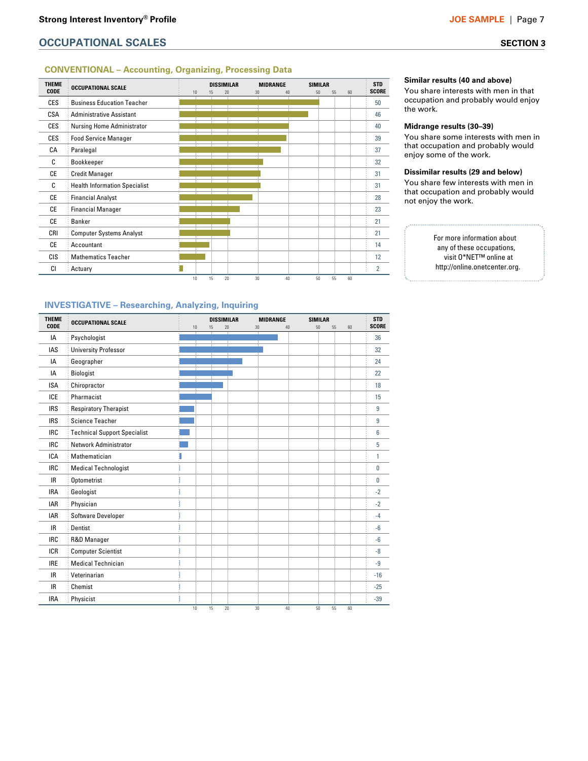## OCCUPATIONAL SCALES

SECTION 3

### CONVENTIONAL – Accounting, Organizing, Processing Data

| THEME CODE | OCCUPATIONAL SCALE | STD SCORE |
|---|---|---|
| CES | Business Education Teacher | 50 |
| CSA | Administrative Assistant | 46 |
| CES | Nursing Home Administrator | 40 |
| CES | Food Service Manager | 39 |
| CA | Paralegal | 37 |
| C | Bookkeeper | 32 |
| CE | Credit Manager | 31 |
| C | Health Information Specialist | 31 |
| CE | Financial Analyst | 28 |
| CE | Financial Manager | 23 |
| CE | Banker | 21 |
| CRI | Computer Systems Analyst | 21 |
| CE | Accountant | 14 |
| CIS | Mathematics Teacher | 12 |
| CI | Actuary | 2 |

**Similar results (40 and above)**
You share interests with men in that occupation and probably would enjoy the work.

**Midrange results (30–39)**
You share some interests with men in that occupation and probably would enjoy some of the work.

**Dissimilar results (29 and below)**
You share few interests with men in that occupation and probably would not enjoy the work.

For more information about any of these occupations, visit O*NET™ online at http://online.onetcenter.org.

### INVESTIGATIVE – Researching, Analyzing, Inquiring

| THEME CODE | OCCUPATIONAL SCALE | STD SCORE |
|---|---|---|
| IA | Psychologist | 36 |
| IAS | University Professor | 32 |
| IA | Geographer | 24 |
| IA | Biologist | 22 |
| ISA | Chiropractor | 18 |
| ICE | Pharmacist | 15 |
| IRS | Respiratory Therapist | 9 |
| IRS | Science Teacher | 9 |
| IRC | Technical Support Specialist | 6 |
| IRC | Network Administrator | 5 |
| ICA | Mathematician | 1 |
| IRC | Medical Technologist | 0 |
| IR | Optometrist | 0 |
| IRA | Geologist | -2 |
| IAR | Physician | -2 |
| IAR | Software Developer | -4 |
| IR | Dentist | -6 |
| IRC | R&D Manager | -6 |
| ICR | Computer Scientist | -8 |
| IRE | Medical Technician | -9 |
| IR | Veterinarian | -16 |
| IR | Chemist | -25 |
| IRA | Physicist | -39 |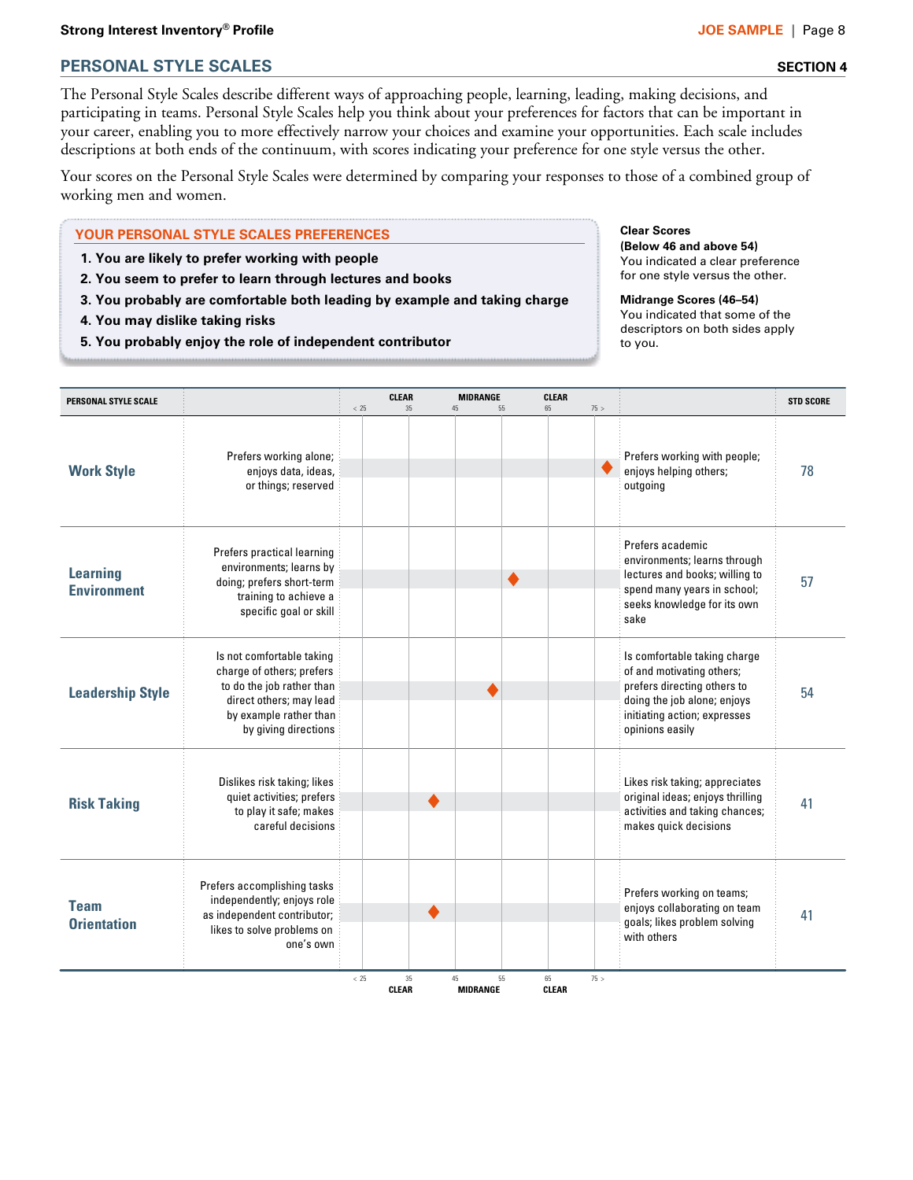## PERSONAL STYLE SCALES

**SECTION 4**

The Personal Style Scales describe different ways of approaching people, learning, leading, making decisions, and participating in teams. Personal Style Scales help you think about your preferences for factors that can be important in your career, enabling you to more effectively narrow your choices and examine your opportunities. Each scale includes descriptions at both ends of the continuum, with scores indicating your preference for one style versus the other.

Your scores on the Personal Style Scales were determined by comparing your responses to those of a combined group of working men and women.

### YOUR PERSONAL STYLE SCALES PREFERENCES

1. **You are likely to prefer working with people**
2. **You seem to prefer to learn through lectures and books**
3. **You probably are comfortable both leading by example and taking charge**
4. **You may dislike taking risks**
5. **You probably enjoy the role of independent contributor**

**Clear Scores**
**(Below 46 and above 54)**
You indicated a clear preference for one style versus the other.

**Midrange Scores (46–54)**
You indicated that some of the descriptors on both sides apply to you.

| PERSONAL STYLE SCALE | | | | STD SCORE |
|---|---|---|---|---|
| **Work Style** | Prefers working alone; enjoys data, ideas, or things; reserved | ◆ (78) | Prefers working with people; enjoys helping others; outgoing | 78 |
| **Learning Environment** | Prefers practical learning environments; learns by doing; prefers short-term training to achieve a specific goal or skill | ◆ (57) | Prefers academic environments; learns through lectures and books; willing to spend many years in school; seeks knowledge for its own sake | 57 |
| **Leadership Style** | Is not comfortable taking charge of others; prefers to do the job rather than direct others; may lead by example rather than by giving directions | ◆ (54) | Is comfortable taking charge of and motivating others; prefers directing others to doing the job alone; enjoys initiating action; expresses opinions easily | 54 |
| **Risk Taking** | Dislikes risk taking; likes quiet activities; prefers to play it safe; makes careful decisions | ◆ (41) | Likes risk taking; appreciates original ideas; enjoys thrilling activities and taking chances; makes quick decisions | 41 |
| **Team Orientation** | Prefers accomplishing tasks independently; enjoys role as independent contributor; likes to solve problems on one's own | ◆ (41) | Prefers working on teams; enjoys collaborating on team goals; likes problem solving with others | 41 |

Scale: < 25 | 35 CLEAR | 45 | 55 MIDRANGE | 65 CLEAR | 75 >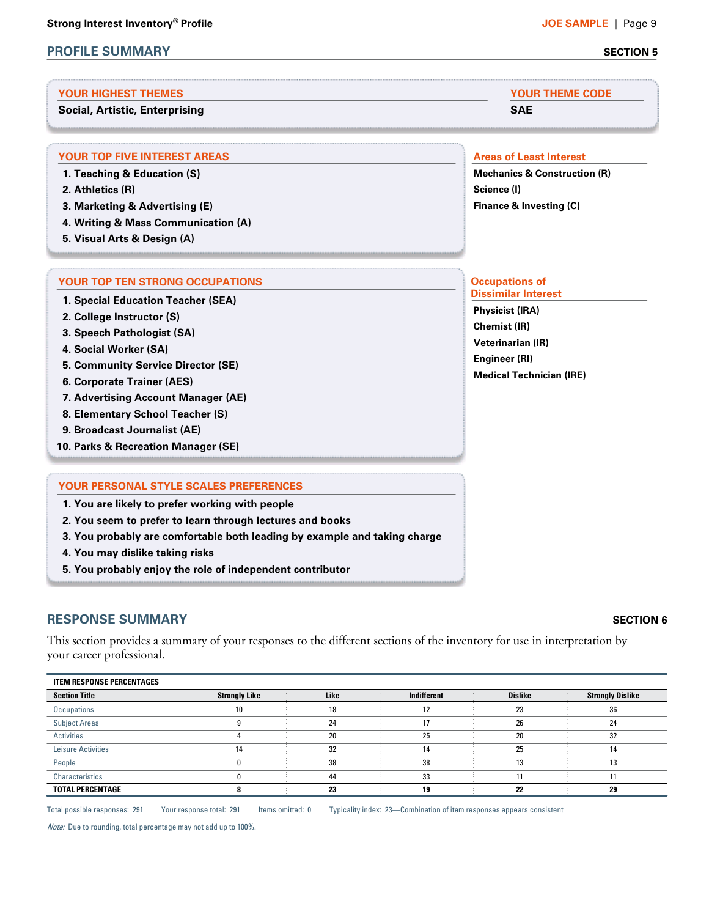## PROFILE SUMMARY

**SECTION 5**

### YOUR HIGHEST THEMES

**Social, Artistic, Enterprising**

### YOUR THEME CODE

**SAE**

### YOUR TOP FIVE INTEREST AREAS

1. **Teaching & Education (S)**
2. **Athletics (R)**
3. **Marketing & Advertising (E)**
4. **Writing & Mass Communication (A)**
5. **Visual Arts & Design (A)**

### Areas of Least Interest

**Mechanics & Construction (R)**
**Science (I)**
**Finance & Investing (C)**

### YOUR TOP TEN STRONG OCCUPATIONS

1. **Special Education Teacher (SEA)**
2. **College Instructor (S)**
3. **Speech Pathologist (SA)**
4. **Social Worker (SA)**
5. **Community Service Director (SE)**
6. **Corporate Trainer (AES)**
7. **Advertising Account Manager (AE)**
8. **Elementary School Teacher (S)**
9. **Broadcast Journalist (AE)**
10. **Parks & Recreation Manager (SE)**

### Occupations of Dissimilar Interest

**Physicist (IRA)**
**Chemist (IR)**
**Veterinarian (IR)**
**Engineer (RI)**
**Medical Technician (IRE)**

### YOUR PERSONAL STYLE SCALES PREFERENCES

1. **You are likely to prefer working with people**
2. **You seem to prefer to learn through lectures and books**
3. **You probably are comfortable both leading by example and taking charge**
4. **You may dislike taking risks**
5. **You probably enjoy the role of independent contributor**

## RESPONSE SUMMARY

**SECTION 6**

This section provides a summary of your responses to the different sections of the inventory for use in interpretation by your career professional.

**ITEM RESPONSE PERCENTAGES**

| Section Title | Strongly Like | Like | Indifferent | Dislike | Strongly Dislike |
|---|---|---|---|---|---|
| Occupations | 10 | 18 | 12 | 23 | 36 |
| Subject Areas | 9 | 24 | 17 | 26 | 24 |
| Activities | 4 | 20 | 25 | 20 | 32 |
| Leisure Activities | 14 | 32 | 14 | 25 | 14 |
| People | 0 | 38 | 38 | 13 | 13 |
| Characteristics | 0 | 44 | 33 | 11 | 11 |
| **TOTAL PERCENTAGE** | **8** | **23** | **19** | **22** | **29** |

Total possible responses: 291 Your response total: 291 Items omitted: 0 Typicality index: 23—Combination of item responses appears consistent

*Note:* Due to rounding, total percentage may not add up to 100%.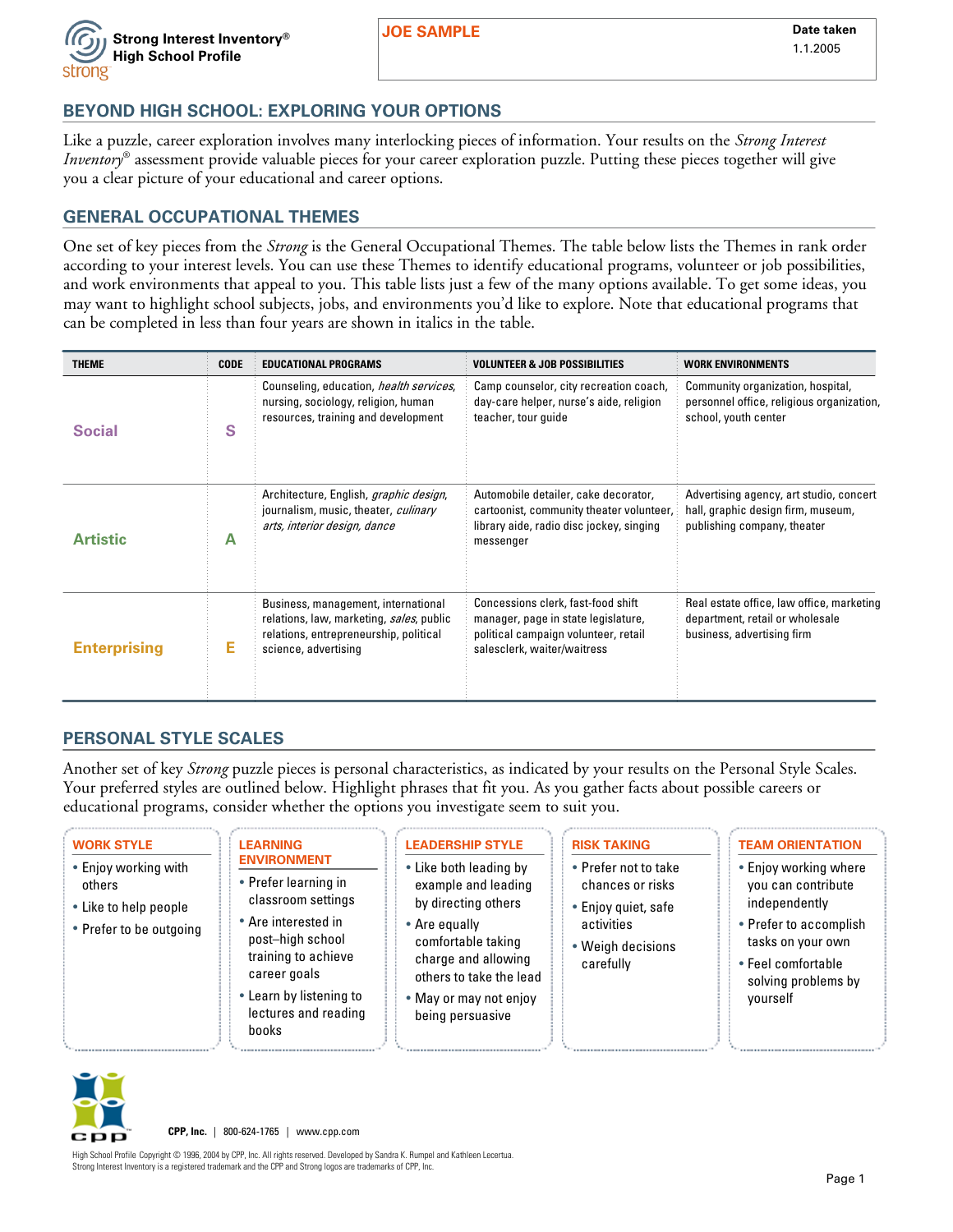**Strong Interest Inventory® High School Profile**

**JOE SAMPLE**

**Date taken**
1.1.2005

## BEYOND HIGH SCHOOL: EXPLORING YOUR OPTIONS

Like a puzzle, career exploration involves many interlocking pieces of information. Your results on the *Strong Interest Inventory®* assessment provide valuable pieces for your career exploration puzzle. Putting these pieces together will give you a clear picture of your educational and career options.

## GENERAL OCCUPATIONAL THEMES

One set of key pieces from the *Strong* is the General Occupational Themes. The table below lists the Themes in rank order according to your interest levels. You can use these Themes to identify educational programs, volunteer or job possibilities, and work environments that appeal to you. This table lists just a few of the many options available. To get some ideas, you may want to highlight school subjects, jobs, and environments you'd like to explore. Note that educational programs that can be completed in less than four years are shown in italics in the table.

| THEME | CODE | EDUCATIONAL PROGRAMS | VOLUNTEER & JOB POSSIBILITIES | WORK ENVIRONMENTS |
|---|---|---|---|---|
| **Social** | **S** | Counseling, education, *health services*, nursing, sociology, religion, human resources, training and development | Camp counselor, city recreation coach, day-care helper, nurse's aide, religion teacher, tour guide | Community organization, hospital, personnel office, religious organization, school, youth center |
| **Artistic** | **A** | Architecture, English, *graphic design*, journalism, music, theater, *culinary arts*, *interior design*, *dance* | Automobile detailer, cake decorator, cartoonist, community theater volunteer, library aide, radio disc jockey, singing messenger | Advertising agency, art studio, concert hall, graphic design firm, museum, publishing company, theater |
| **Enterprising** | **E** | Business, management, international relations, law, marketing, *sales*, public relations, entrepreneurship, political science, advertising | Concessions clerk, fast-food shift manager, page in state legislature, political campaign volunteer, retail salesclerk, waiter/waitress | Real estate office, law office, marketing department, retail or wholesale business, advertising firm |

## PERSONAL STYLE SCALES

Another set of key *Strong* puzzle pieces is personal characteristics, as indicated by your results on the Personal Style Scales. Your preferred styles are outlined below. Highlight phrases that fit you. As you gather facts about possible careers or educational programs, consider whether the options you investigate seem to suit you.

### WORK STYLE

- Enjoy working with others
- Like to help people
- Prefer to be outgoing

### LEARNING ENVIRONMENT

- Prefer learning in classroom settings
- Are interested in post–high school training to achieve career goals
- Learn by listening to lectures and reading books

### LEADERSHIP STYLE

- Like both leading by example and leading by directing others
- Are equally comfortable taking charge and allowing others to take the lead
- May or may not enjoy being persuasive

### RISK TAKING

- Prefer not to take chances or risks
- Enjoy quiet, safe activities
- Weigh decisions carefully

### TEAM ORIENTATION

- Enjoy working where you can contribute independently
- Prefer to accomplish tasks on your own
- Feel comfortable solving problems by yourself

**CPP, Inc.** | 800-624-1765 | www.cpp.com

High School Profile Copyright © 1996, 2004 by CPP, Inc. All rights reserved. Developed by Sandra K. Rumpel and Kathleen Lecertua.
Strong Interest Inventory is a registered trademark and the CPP and Strong logos are trademarks of CPP, Inc.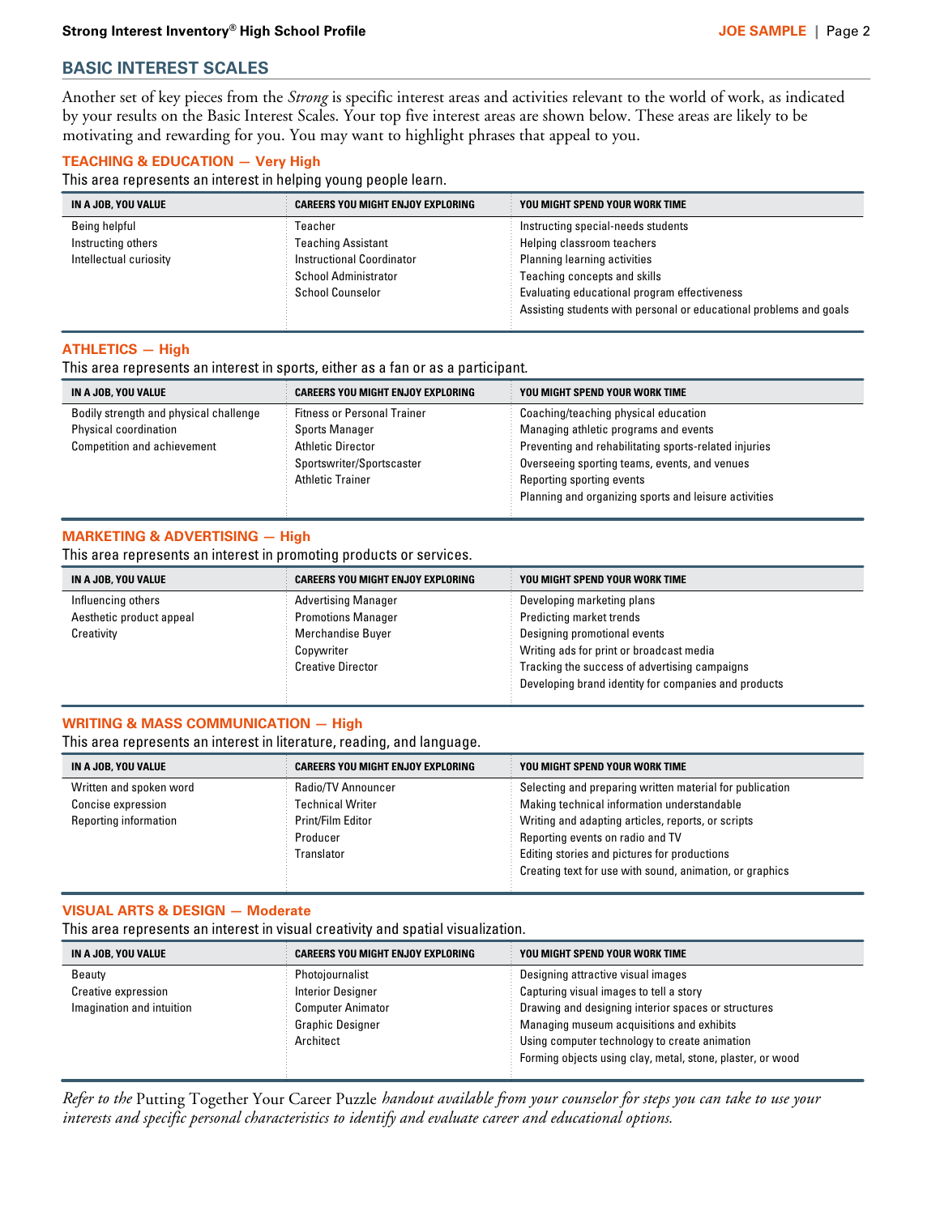## BASIC INTEREST SCALES

Another set of key pieces from the *Strong* is specific interest areas and activities relevant to the world of work, as indicated by your results on the Basic Interest Scales. Your top five interest areas are shown below. These areas are likely to be motivating and rewarding for you. You may want to highlight phrases that appeal to you.

### TEACHING & EDUCATION — Very High

This area represents an interest in helping young people learn.

| IN A JOB, YOU VALUE | CAREERS YOU MIGHT ENJOY EXPLORING | YOU MIGHT SPEND YOUR WORK TIME |
|---|---|---|
| Being helpful | Teacher | Instructing special-needs students |
| Instructing others | Teaching Assistant | Helping classroom teachers |
| Intellectual curiosity | Instructional Coordinator | Planning learning activities |
| | School Administrator | Teaching concepts and skills |
| | School Counselor | Evaluating educational program effectiveness |
| | | Assisting students with personal or educational problems and goals |

### ATHLETICS — High

This area represents an interest in sports, either as a fan or as a participant.

| IN A JOB, YOU VALUE | CAREERS YOU MIGHT ENJOY EXPLORING | YOU MIGHT SPEND YOUR WORK TIME |
|---|---|---|
| Bodily strength and physical challenge | Fitness or Personal Trainer | Coaching/teaching physical education |
| Physical coordination | Sports Manager | Managing athletic programs and events |
| Competition and achievement | Athletic Director | Preventing and rehabilitating sports-related injuries |
| | Sportswriter/Sportscaster | Overseeing sporting teams, events, and venues |
| | Athletic Trainer | Reporting sporting events |
| | | Planning and organizing sports and leisure activities |

### MARKETING & ADVERTISING — High

This area represents an interest in promoting products or services.

| IN A JOB, YOU VALUE | CAREERS YOU MIGHT ENJOY EXPLORING | YOU MIGHT SPEND YOUR WORK TIME |
|---|---|---|
| Influencing others | Advertising Manager | Developing marketing plans |
| Aesthetic product appeal | Promotions Manager | Predicting market trends |
| Creativity | Merchandise Buyer | Designing promotional events |
| | Copywriter | Writing ads for print or broadcast media |
| | Creative Director | Tracking the success of advertising campaigns |
| | | Developing brand identity for companies and products |

### WRITING & MASS COMMUNICATION — High

This area represents an interest in literature, reading, and language.

| IN A JOB, YOU VALUE | CAREERS YOU MIGHT ENJOY EXPLORING | YOU MIGHT SPEND YOUR WORK TIME |
|---|---|---|
| Written and spoken word | Radio/TV Announcer | Selecting and preparing written material for publication |
| Concise expression | Technical Writer | Making technical information understandable |
| Reporting information | Print/Film Editor | Writing and adapting articles, reports, or scripts |
| | Producer | Reporting events on radio and TV |
| | Translator | Editing stories and pictures for productions |
| | | Creating text for use with sound, animation, or graphics |

### VISUAL ARTS & DESIGN — Moderate

This area represents an interest in visual creativity and spatial visualization.

| IN A JOB, YOU VALUE | CAREERS YOU MIGHT ENJOY EXPLORING | YOU MIGHT SPEND YOUR WORK TIME |
|---|---|---|
| Beauty | Photojournalist | Designing attractive visual images |
| Creative expression | Interior Designer | Capturing visual images to tell a story |
| Imagination and intuition | Computer Animator | Drawing and designing interior spaces or structures |
| | Graphic Designer | Managing museum acquisitions and exhibits |
| | Architect | Using computer technology to create animation |
| | | Forming objects using clay, metal, stone, plaster, or wood |

*Refer to the* Putting Together Your Career Puzzle *handout available from your counselor for steps you can take to use your interests and specific personal characteristics to identify and evaluate career and educational options.*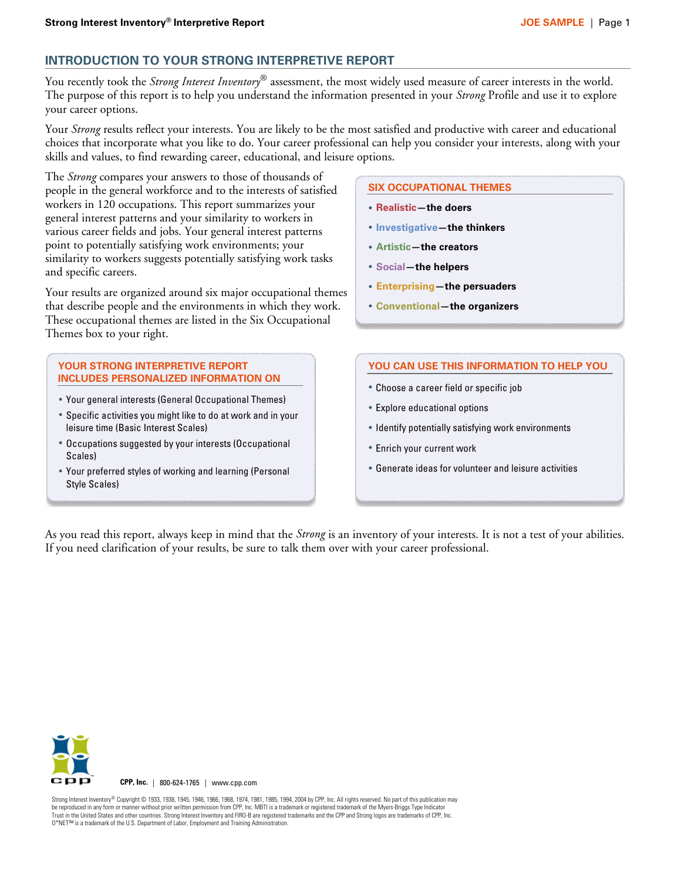## INTRODUCTION TO YOUR STRONG INTERPRETIVE REPORT

You recently took the *Strong Interest Inventory*® assessment, the most widely used measure of career interests in the world. The purpose of this report is to help you understand the information presented in your *Strong* Profile and use it to explore your career options.

Your *Strong* results reflect your interests. You are likely to be the most satisfied and productive with career and educational choices that incorporate what you like to do. Your career professional can help you consider your interests, along with your skills and values, to find rewarding career, educational, and leisure options.

The *Strong* compares your answers to those of thousands of people in the general workforce and to the interests of satisfied workers in 120 occupations. This report summarizes your general interest patterns and your similarity to workers in various career fields and jobs. Your general interest patterns point to potentially satisfying work environments; your similarity to workers suggests potentially satisfying work tasks and specific careers.

Your results are organized around six major occupational themes that describe people and the environments in which they work. These occupational themes are listed in the Six Occupational Themes box to your right.

### SIX OCCUPATIONAL THEMES

- **Realistic—the doers**
- **Investigative—the thinkers**
- **Artistic—the creators**
- **Social—the helpers**
- **Enterprising—the persuaders**
- **Conventional—the organizers**

### YOUR STRONG INTERPRETIVE REPORT INCLUDES PERSONALIZED INFORMATION ON

- Your general interests (General Occupational Themes)
- Specific activities you might like to do at work and in your leisure time (Basic Interest Scales)
- Occupations suggested by your interests (Occupational Scales)
- Your preferred styles of working and learning (Personal Style Scales)

### YOU CAN USE THIS INFORMATION TO HELP YOU

- Choose a career field or specific job
- Explore educational options
- Identify potentially satisfying work environments
- Enrich your current work
- Generate ideas for volunteer and leisure activities

As you read this report, always keep in mind that the *Strong* is an inventory of your interests. It is not a test of your abilities. If you need clarification of your results, be sure to talk them over with your career professional.

CPP, Inc. | 800-624-1765 | www.cpp.com

Strong Interest Inventory® Copyright © 1933, 1938, 1945, 1946, 1966, 1968, 1974, 1981, 1985, 1994, 2004 by CPP, Inc. All rights reserved. No part of this publication may be reproduced in any form or manner without prior written permission from CPP, Inc. MBTI is a trademark or registered trademark of the Myers-Briggs Type Indicator Trust in the United States and other countries. Strong Interest Inventory and FIRO-B are registered trademarks and the CPP and Strong logos are trademarks of CPP, Inc. O*NET™ is a trademark of the U.S. Department of Labor, Employment and Training Administration.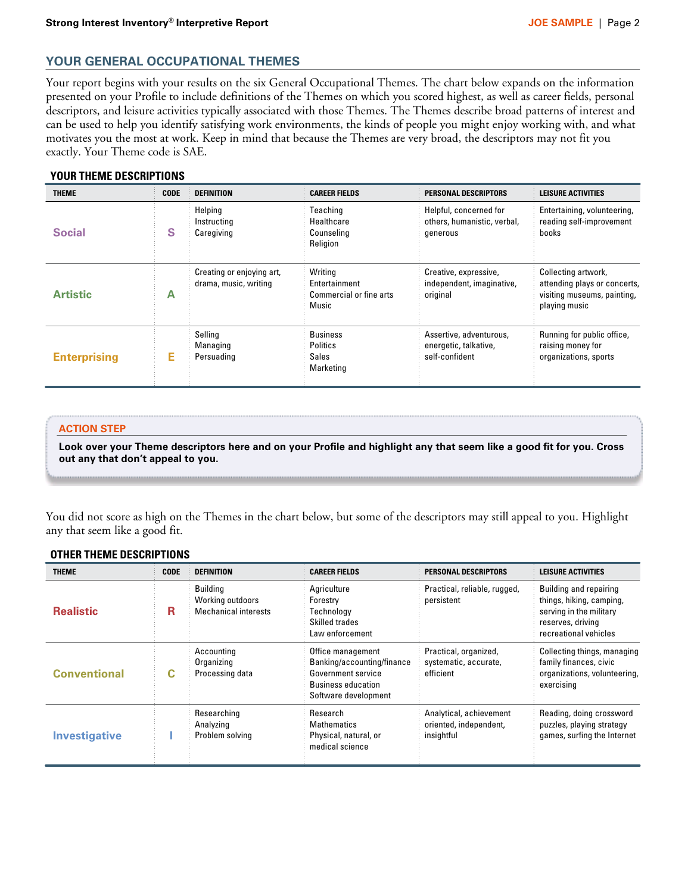## YOUR GENERAL OCCUPATIONAL THEMES

Your report begins with your results on the six General Occupational Themes. The chart below expands on the information presented on your Profile to include definitions of the Themes on which you scored highest, as well as career fields, personal descriptors, and leisure activities typically associated with those Themes. The Themes describe broad patterns of interest and can be used to help you identify satisfying work environments, the kinds of people you might enjoy working with, and what motivates you the most at work. Keep in mind that because the Themes are very broad, the descriptors may not fit you exactly. Your Theme code is SAE.

### YOUR THEME DESCRIPTIONS

| THEME | CODE | DEFINITION | CAREER FIELDS | PERSONAL DESCRIPTORS | LEISURE ACTIVITIES |
|---|---|---|---|---|---|
| **Social** | **S** | Helping<br>Instructing<br>Caregiving | Teaching<br>Healthcare<br>Counseling<br>Religion | Helpful, concerned for others, humanistic, verbal, generous | Entertaining, volunteering, reading self-improvement books |
| **Artistic** | **A** | Creating or enjoying art, drama, music, writing | Writing<br>Entertainment<br>Commercial or fine arts<br>Music | Creative, expressive, independent, imaginative, original | Collecting artwork, attending plays or concerts, visiting museums, painting, playing music |
| **Enterprising** | **E** | Selling<br>Managing<br>Persuading | Business<br>Politics<br>Sales<br>Marketing | Assertive, adventurous, energetic, talkative, self-confident | Running for public office, raising money for organizations, sports |

**ACTION STEP**

**Look over your Theme descriptors here and on your Profile and highlight any that seem like a good fit for you. Cross out any that don't appeal to you.**

You did not score as high on the Themes in the chart below, but some of the descriptors may still appeal to you. Highlight any that seem like a good fit.

### OTHER THEME DESCRIPTIONS

| THEME | CODE | DEFINITION | CAREER FIELDS | PERSONAL DESCRIPTORS | LEISURE ACTIVITIES |
|---|---|---|---|---|---|
| **Realistic** | **R** | Building<br>Working outdoors<br>Mechanical interests | Agriculture<br>Forestry<br>Technology<br>Skilled trades<br>Law enforcement | Practical, reliable, rugged, persistent | Building and repairing things, hiking, camping, serving in the military reserves, driving recreational vehicles |
| **Conventional** | **C** | Accounting<br>Organizing<br>Processing data | Office management<br>Banking/accounting/finance<br>Government service<br>Business education<br>Software development | Practical, organized, systematic, accurate, efficient | Collecting things, managing family finances, civic organizations, volunteering, exercising |
| **Investigative** | **I** | Researching<br>Analyzing<br>Problem solving | Research<br>Mathematics<br>Physical, natural, or medical science | Analytical, achievement oriented, independent, insightful | Reading, doing crossword puzzles, playing strategy games, surfing the Internet |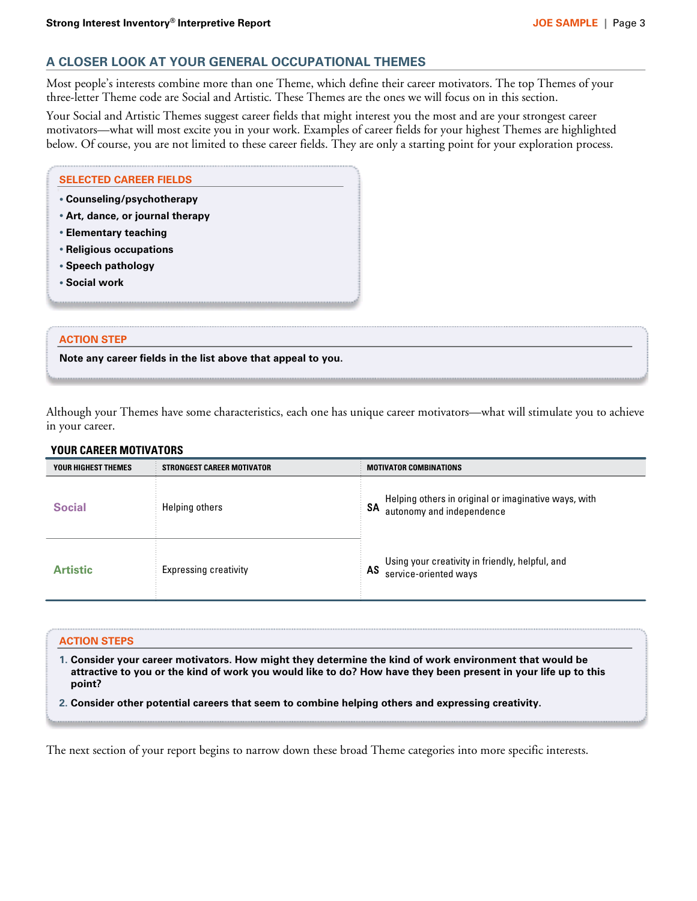## A CLOSER LOOK AT YOUR GENERAL OCCUPATIONAL THEMES

Most people's interests combine more than one Theme, which define their career motivators. The top Themes of your three-letter Theme code are Social and Artistic. These Themes are the ones we will focus on in this section.

Your Social and Artistic Themes suggest career fields that might interest you the most and are your strongest career motivators—what will most excite you in your work. Examples of career fields for your highest Themes are highlighted below. Of course, you are not limited to these career fields. They are only a starting point for your exploration process.

### SELECTED CAREER FIELDS

- **Counseling/psychotherapy**
- **Art, dance, or journal therapy**
- **Elementary teaching**
- **Religious occupations**
- **Speech pathology**
- **Social work**

### ACTION STEP

**Note any career fields in the list above that appeal to you.**

Although your Themes have some characteristics, each one has unique career motivators—what will stimulate you to achieve in your career.

### YOUR CAREER MOTIVATORS

| YOUR HIGHEST THEMES | STRONGEST CAREER MOTIVATOR | MOTIVATOR COMBINATIONS |
|---|---|---|
| Social | Helping others | **SA** Helping others in original or imaginative ways, with autonomy and independence |
| Artistic | Expressing creativity | **AS** Using your creativity in friendly, helpful, and service-oriented ways |

### ACTION STEPS

1. **Consider your career motivators. How might they determine the kind of work environment that would be attractive to you or the kind of work you would like to do? How have they been present in your life up to this point?**
2. **Consider other potential careers that seem to combine helping others and expressing creativity.**

The next section of your report begins to narrow down these broad Theme categories into more specific interests.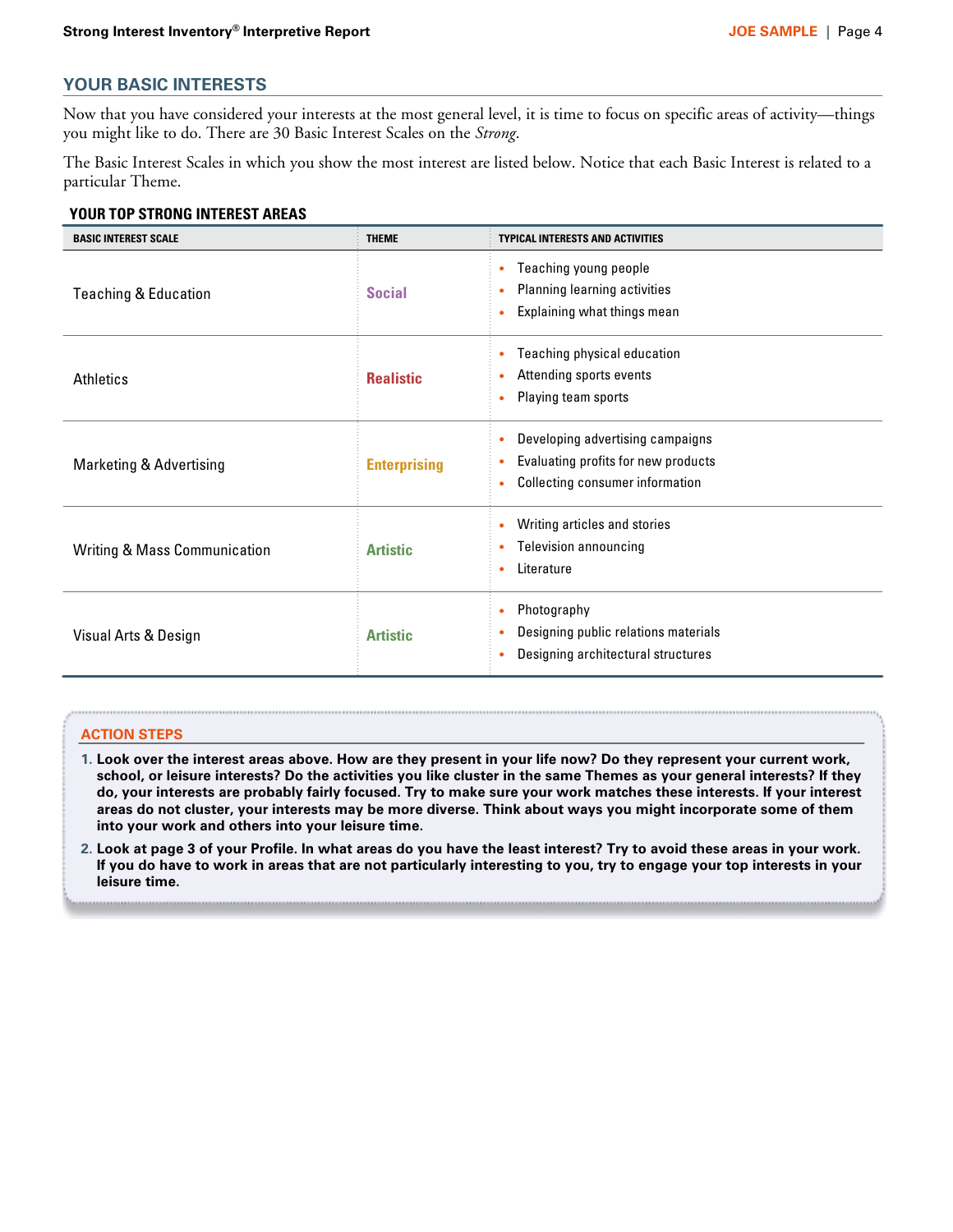## YOUR BASIC INTERESTS

Now that you have considered your interests at the most general level, it is time to focus on specific areas of activity—things you might like to do. There are 30 Basic Interest Scales on the *Strong*.

The Basic Interest Scales in which you show the most interest are listed below. Notice that each Basic Interest is related to a particular Theme.

### YOUR TOP STRONG INTEREST AREAS

| BASIC INTEREST SCALE | THEME | TYPICAL INTERESTS AND ACTIVITIES |
|---|---|---|
| Teaching & Education | Social | • Teaching young people<br>• Planning learning activities<br>• Explaining what things mean |
| Athletics | Realistic | • Teaching physical education<br>• Attending sports events<br>• Playing team sports |
| Marketing & Advertising | Enterprising | • Developing advertising campaigns<br>• Evaluating profits for new products<br>• Collecting consumer information |
| Writing & Mass Communication | Artistic | • Writing articles and stories<br>• Television announcing<br>• Literature |
| Visual Arts & Design | Artistic | • Photography<br>• Designing public relations materials<br>• Designing architectural structures |

### ACTION STEPS

1. **Look over the interest areas above. How are they present in your life now? Do they represent your current work, school, or leisure interests? Do the activities you like cluster in the same Themes as your general interests? If they do, your interests are probably fairly focused. Try to make sure your work matches these interests. If your interest areas do not cluster, your interests may be more diverse. Think about ways you might incorporate some of them into your work and others into your leisure time.**
2. **Look at page 3 of your Profile. In what areas do you have the least interest? Try to avoid these areas in your work. If you do have to work in areas that are not particularly interesting to you, try to engage your top interests in your leisure time.**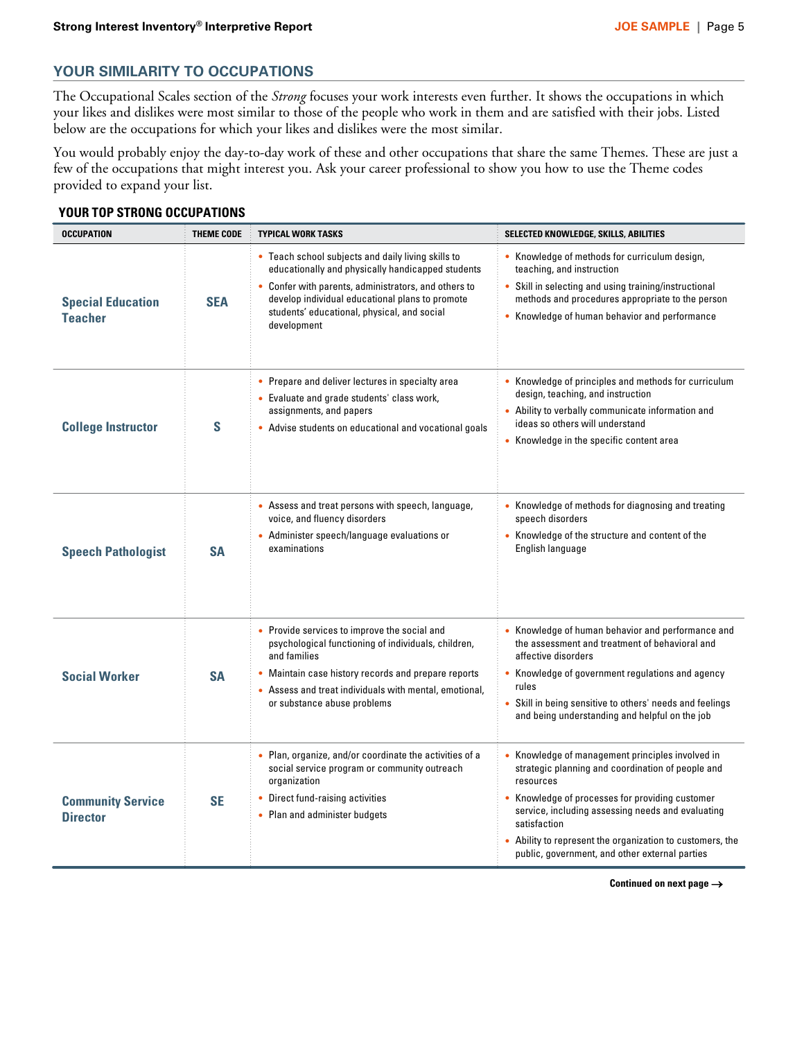## YOUR SIMILARITY TO OCCUPATIONS

The Occupational Scales section of the *Strong* focuses your work interests even further. It shows the occupations in which your likes and dislikes were most similar to those of the people who work in them and are satisfied with their jobs. Listed below are the occupations for which your likes and dislikes were the most similar.

You would probably enjoy the day-to-day work of these and other occupations that share the same Themes. These are just a few of the occupations that might interest you. Ask your career professional to show you how to use the Theme codes provided to expand your list.

### YOUR TOP STRONG OCCUPATIONS

| OCCUPATION | THEME CODE | TYPICAL WORK TASKS | SELECTED KNOWLEDGE, SKILLS, ABILITIES |
|---|---|---|---|
| **Special Education Teacher** | **SEA** | • Teach school subjects and daily living skills to educationally and physically handicapped students<br>• Confer with parents, administrators, and others to develop individual educational plans to promote students' educational, physical, and social development | • Knowledge of methods for curriculum design, teaching, and instruction<br>• Skill in selecting and using training/instructional methods and procedures appropriate to the person<br>• Knowledge of human behavior and performance |
| **College Instructor** | **S** | • Prepare and deliver lectures in specialty area<br>• Evaluate and grade students' class work, assignments, and papers<br>• Advise students on educational and vocational goals | • Knowledge of principles and methods for curriculum design, teaching, and instruction<br>• Ability to verbally communicate information and ideas so others will understand<br>• Knowledge in the specific content area |
| **Speech Pathologist** | **SA** | • Assess and treat persons with speech, language, voice, and fluency disorders<br>• Administer speech/language evaluations or examinations | • Knowledge of methods for diagnosing and treating speech disorders<br>• Knowledge of the structure and content of the English language |
| **Social Worker** | **SA** | • Provide services to improve the social and psychological functioning of individuals, children, and families<br>• Maintain case history records and prepare reports<br>• Assess and treat individuals with mental, emotional, or substance abuse problems | • Knowledge of human behavior and performance and the assessment and treatment of behavioral and affective disorders<br>• Knowledge of government regulations and agency rules<br>• Skill in being sensitive to others' needs and feelings and being understanding and helpful on the job |
| **Community Service Director** | **SE** | • Plan, organize, and/or coordinate the activities of a social service program or community outreach organization<br>• Direct fund-raising activities<br>• Plan and administer budgets | • Knowledge of management principles involved in strategic planning and coordination of people and resources<br>• Knowledge of processes for providing customer service, including assessing needs and evaluating satisfaction<br>• Ability to represent the organization to customers, the public, government, and other external parties |

**Continued on next page →**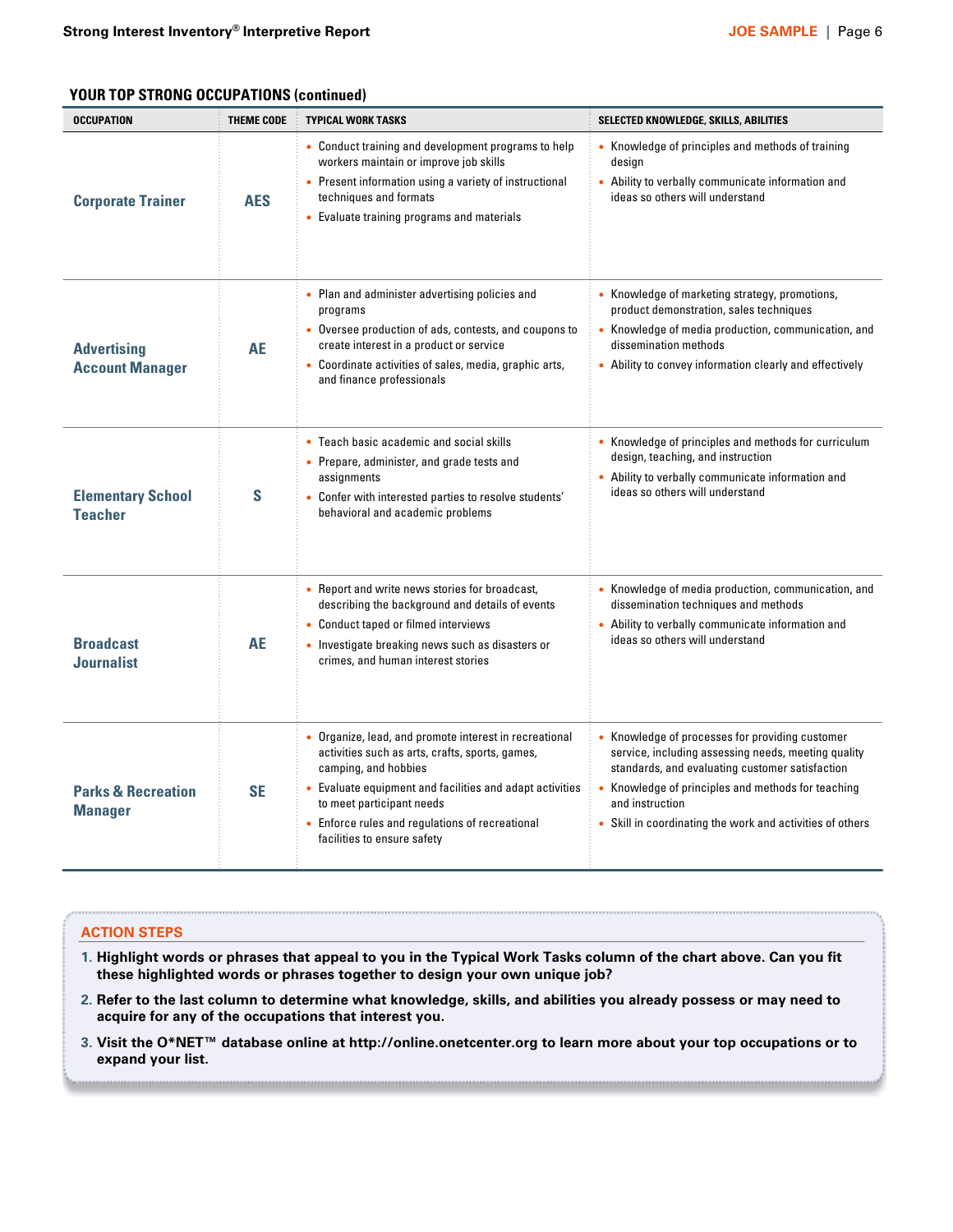## YOUR TOP STRONG OCCUPATIONS (continued)

| OCCUPATION | THEME CODE | TYPICAL WORK TASKS | SELECTED KNOWLEDGE, SKILLS, ABILITIES |
|---|---|---|---|
| **Corporate Trainer** | **AES** | • Conduct training and development programs to help workers maintain or improve job skills<br>• Present information using a variety of instructional techniques and formats<br>• Evaluate training programs and materials | • Knowledge of principles and methods of training design<br>• Ability to verbally communicate information and ideas so others will understand |
| **Advertising Account Manager** | **AE** | • Plan and administer advertising policies and programs<br>• Oversee production of ads, contests, and coupons to create interest in a product or service<br>• Coordinate activities of sales, media, graphic arts, and finance professionals | • Knowledge of marketing strategy, promotions, product demonstration, sales techniques<br>• Knowledge of media production, communication, and dissemination methods<br>• Ability to convey information clearly and effectively |
| **Elementary School Teacher** | **S** | • Teach basic academic and social skills<br>• Prepare, administer, and grade tests and assignments<br>• Confer with interested parties to resolve students' behavioral and academic problems | • Knowledge of principles and methods for curriculum design, teaching, and instruction<br>• Ability to verbally communicate information and ideas so others will understand |
| **Broadcast Journalist** | **AE** | • Report and write news stories for broadcast, describing the background and details of events<br>• Conduct taped or filmed interviews<br>• Investigate breaking news such as disasters or crimes, and human interest stories | • Knowledge of media production, communication, and dissemination techniques and methods<br>• Ability to verbally communicate information and ideas so others will understand |
| **Parks & Recreation Manager** | **SE** | • Organize, lead, and promote interest in recreational activities such as arts, crafts, sports, games, camping, and hobbies<br>• Evaluate equipment and facilities and adapt activities to meet participant needs<br>• Enforce rules and regulations of recreational facilities to ensure safety | • Knowledge of processes for providing customer service, including assessing needs, meeting quality standards, and evaluating customer satisfaction<br>• Knowledge of principles and methods for teaching and instruction<br>• Skill in coordinating the work and activities of others |

### ACTION STEPS

1. **Highlight words or phrases that appeal to you in the Typical Work Tasks column of the chart above. Can you fit these highlighted words or phrases together to design your own unique job?**
2. **Refer to the last column to determine what knowledge, skills, and abilities you already possess or may need to acquire for any of the occupations that interest you.**
3. **Visit the O*NET™ database online at http://online.onetcenter.org to learn more about your top occupations or to expand your list.**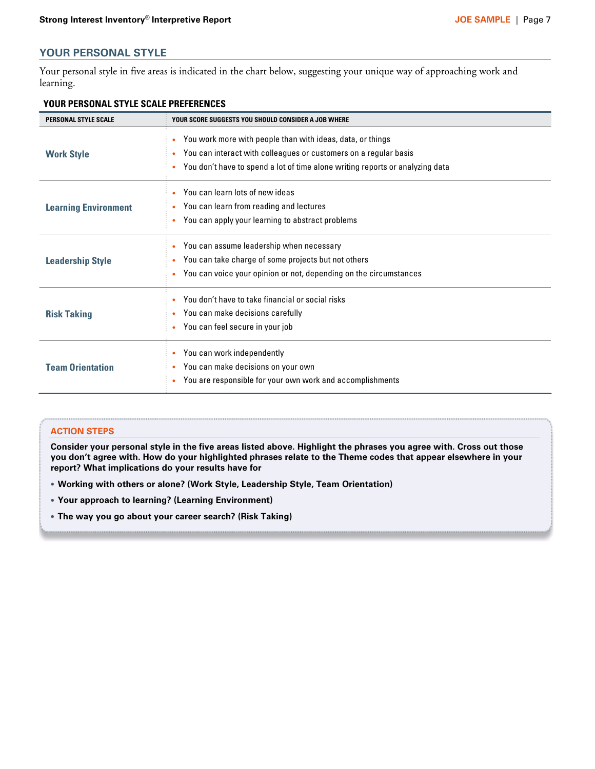## YOUR PERSONAL STYLE

Your personal style in five areas is indicated in the chart below, suggesting your unique way of approaching work and learning.

### YOUR PERSONAL STYLE SCALE PREFERENCES

| PERSONAL STYLE SCALE | YOUR SCORE SUGGESTS YOU SHOULD CONSIDER A JOB WHERE |
| --- | --- |
| **Work Style** | • You work more with people than with ideas, data, or things<br>• You can interact with colleagues or customers on a regular basis<br>• You don't have to spend a lot of time alone writing reports or analyzing data |
| **Learning Environment** | • You can learn lots of new ideas<br>• You can learn from reading and lectures<br>• You can apply your learning to abstract problems |
| **Leadership Style** | • You can assume leadership when necessary<br>• You can take charge of some projects but not others<br>• You can voice your opinion or not, depending on the circumstances |
| **Risk Taking** | • You don't have to take financial or social risks<br>• You can make decisions carefully<br>• You can feel secure in your job |
| **Team Orientation** | • You can work independently<br>• You can make decisions on your own<br>• You are responsible for your own work and accomplishments |

### ACTION STEPS

**Consider your personal style in the five areas listed above. Highlight the phrases you agree with. Cross out those you don't agree with. How do your highlighted phrases relate to the Theme codes that appear elsewhere in your report? What implications do your results have for**

- **Working with others or alone? (Work Style, Leadership Style, Team Orientation)**
- **Your approach to learning? (Learning Environment)**
- **The way you go about your career search? (Risk Taking)**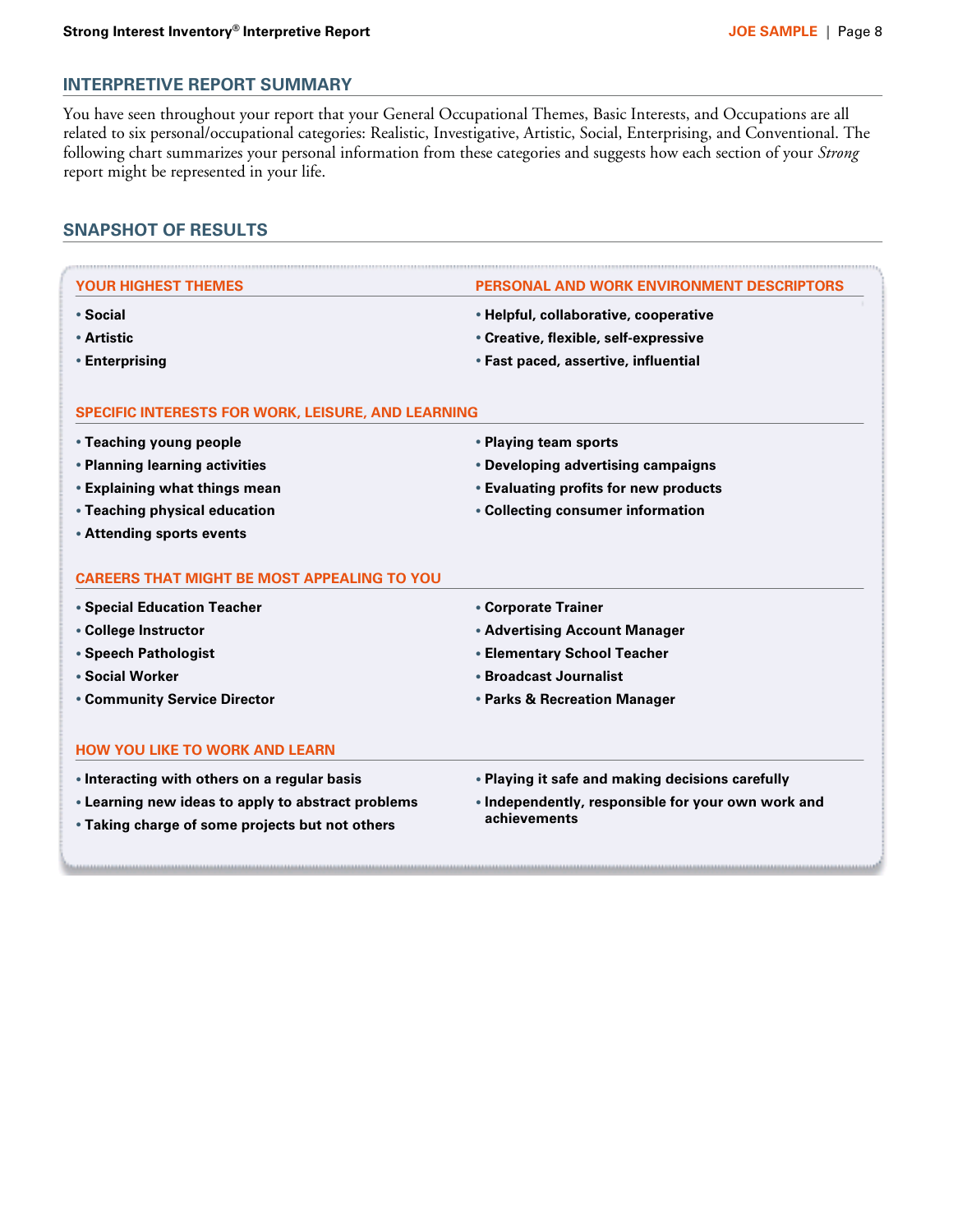## INTERPRETIVE REPORT SUMMARY

You have seen throughout your report that your General Occupational Themes, Basic Interests, and Occupations are all related to six personal/occupational categories: Realistic, Investigative, Artistic, Social, Enterprising, and Conventional. The following chart summarizes your personal information from these categories and suggests how each section of your *Strong* report might be represented in your life.

## SNAPSHOT OF RESULTS

| YOUR HIGHEST THEMES | PERSONAL AND WORK ENVIRONMENT DESCRIPTORS |
|---|---|
| Social | Helpful, collaborative, cooperative |
| Artistic | Creative, flexible, self-expressive |
| Enterprising | Fast paced, assertive, influential |

### SPECIFIC INTERESTS FOR WORK, LEISURE, AND LEARNING

- **Teaching young people**
- **Planning learning activities**
- **Explaining what things mean**
- **Teaching physical education**
- **Attending sports events**
- **Playing team sports**
- **Developing advertising campaigns**
- **Evaluating profits for new products**
- **Collecting consumer information**

### CAREERS THAT MIGHT BE MOST APPEALING TO YOU

- **Special Education Teacher**
- **College Instructor**
- **Speech Pathologist**
- **Social Worker**
- **Community Service Director**
- **Corporate Trainer**
- **Advertising Account Manager**
- **Elementary School Teacher**
- **Broadcast Journalist**
- **Parks & Recreation Manager**

### HOW YOU LIKE TO WORK AND LEARN

- **Interacting with others on a regular basis**
- **Learning new ideas to apply to abstract problems**
- **Taking charge of some projects but not others**
- **Playing it safe and making decisions carefully**
- **Independently, responsible for your own work and achievements**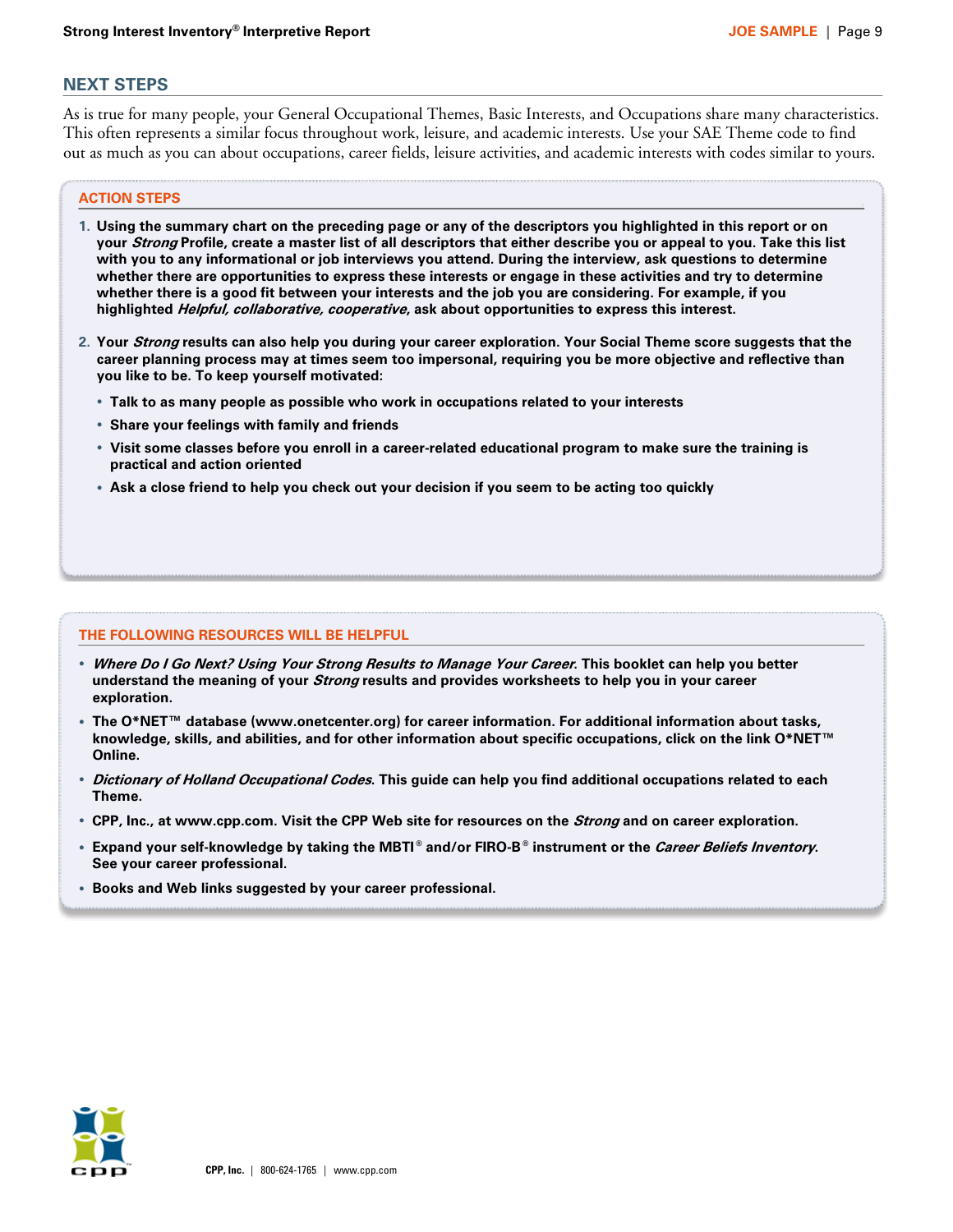## NEXT STEPS

As is true for many people, your General Occupational Themes, Basic Interests, and Occupations share many characteristics. This often represents a similar focus throughout work, leisure, and academic interests. Use your SAE Theme code to find out as much as you can about occupations, career fields, leisure activities, and academic interests with codes similar to yours.

### ACTION STEPS

1. **Using the summary chart on the preceding page or any of the descriptors you highlighted in this report or on your *Strong* Profile, create a master list of all descriptors that either describe you or appeal to you. Take this list with you to any informational or job interviews you attend. During the interview, ask questions to determine whether there are opportunities to express these interests or engage in these activities and try to determine whether there is a good fit between your interests and the job you are considering. For example, if you highlighted *Helpful, collaborative, cooperative*, ask about opportunities to express this interest.**

2. **Your *Strong* results can also help you during your career exploration. Your Social Theme score suggests that the career planning process may at times seem too impersonal, requiring you be more objective and reflective than you like to be. To keep yourself motivated:**
   - **Talk to as many people as possible who work in occupations related to your interests**
   - **Share your feelings with family and friends**
   - **Visit some classes before you enroll in a career-related educational program to make sure the training is practical and action oriented**
   - **Ask a close friend to help you check out your decision if you seem to be acting too quickly**

### THE FOLLOWING RESOURCES WILL BE HELPFUL

- ***Where Do I Go Next? Using Your Strong Results to Manage Your Career*. This booklet can help you better understand the meaning of your *Strong* results and provides worksheets to help you in your career exploration.**
- **The O*NET™ database (www.onetcenter.org) for career information. For additional information about tasks, knowledge, skills, and abilities, and for other information about specific occupations, click on the link O*NET™ Online.**
- ***Dictionary of Holland Occupational Codes*. This guide can help you find additional occupations related to each Theme.**
- **CPP, Inc., at www.cpp.com. Visit the CPP Web site for resources on the *Strong* and on career exploration.**
- **Expand your self-knowledge by taking the MBTI® and/or FIRO-B® instrument or the *Career Beliefs Inventory*. See your career professional.**
- **Books and Web links suggested by your career professional.**